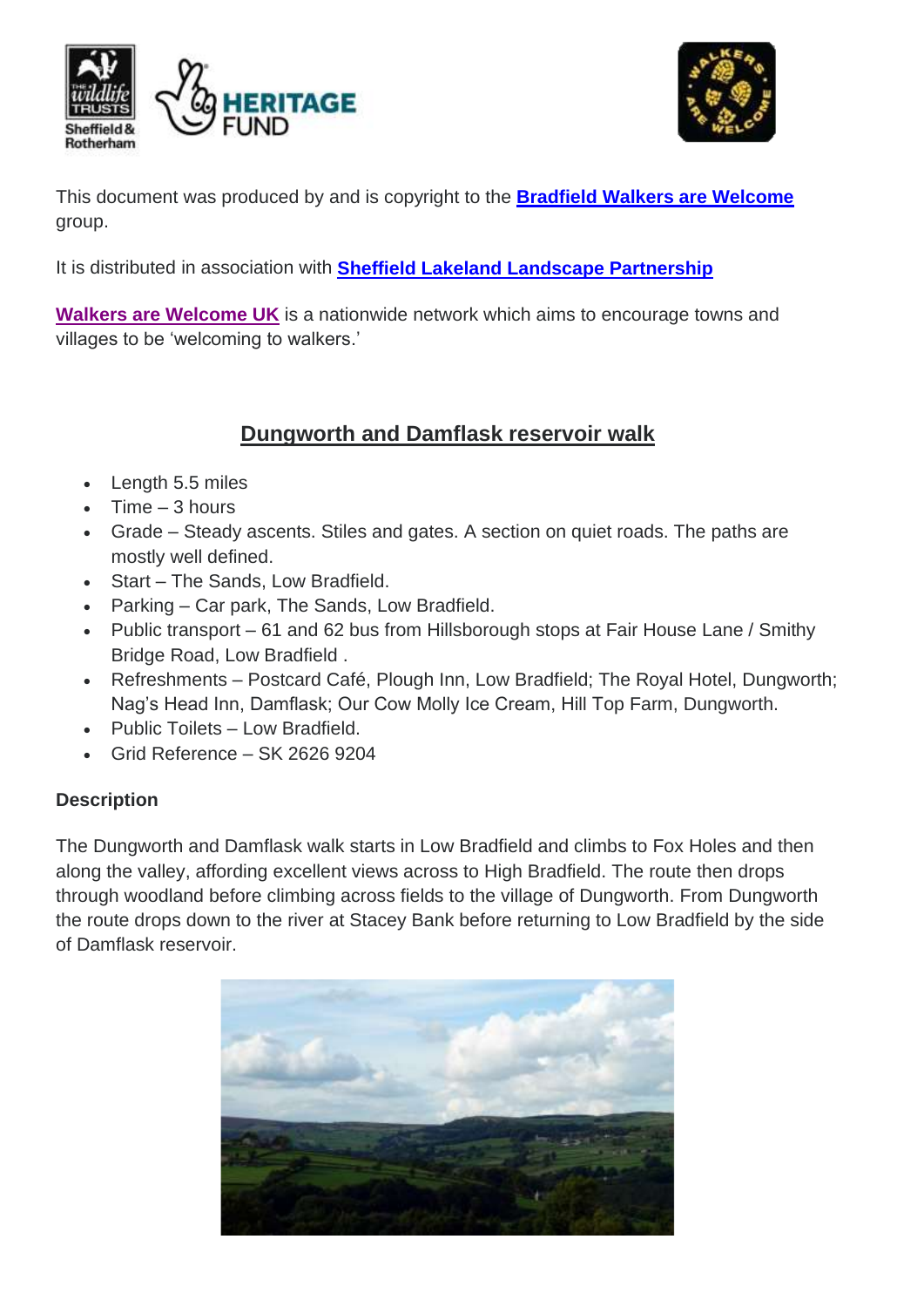This document was produced by and is copyright to the **Bradfield Walkers are Welcome** group.

It is distributed in association with **Sheffield Lakeland Landscape Partnership**

**Walkers are Welcome UK** is a nationwide network which aims to encourage towns and villages to be 'welcoming to walkers.'

## Dungworth and Damflask reservoir walk

- Length 5.5 miles
- Time – 3 hours
- Grade – Steady ascents. Stiles and gates. A section on quiet roads. The paths are mostly well defined.
- Start – The Sands, Low Bradfield.
- Parking – Car park, The Sands, Low Bradfield.
- Public transport – 61 and 62 bus from Hillsborough stops at Fair House Lane / Smithy Bridge Road, Low Bradfield .
- Refreshments – Postcard Café, Plough Inn, Low Bradfield; The Royal Hotel, Dungworth; Nag's Head Inn, Damflask; Our Cow Molly Ice Cream, Hill Top Farm, Dungworth.
- Public Toilets – Low Bradfield.
- Grid Reference – SK 2626 9204

### Description

The Dungworth and Damflask walk starts in Low Bradfield and climbs to Fox Holes and then along the valley, affording excellent views across to High Bradfield. The route then drops through woodland before climbing across fields to the village of Dungworth. From Dungworth the route drops down to the river at Stacey Bank before returning to Low Bradfield by the side of Damflask reservoir.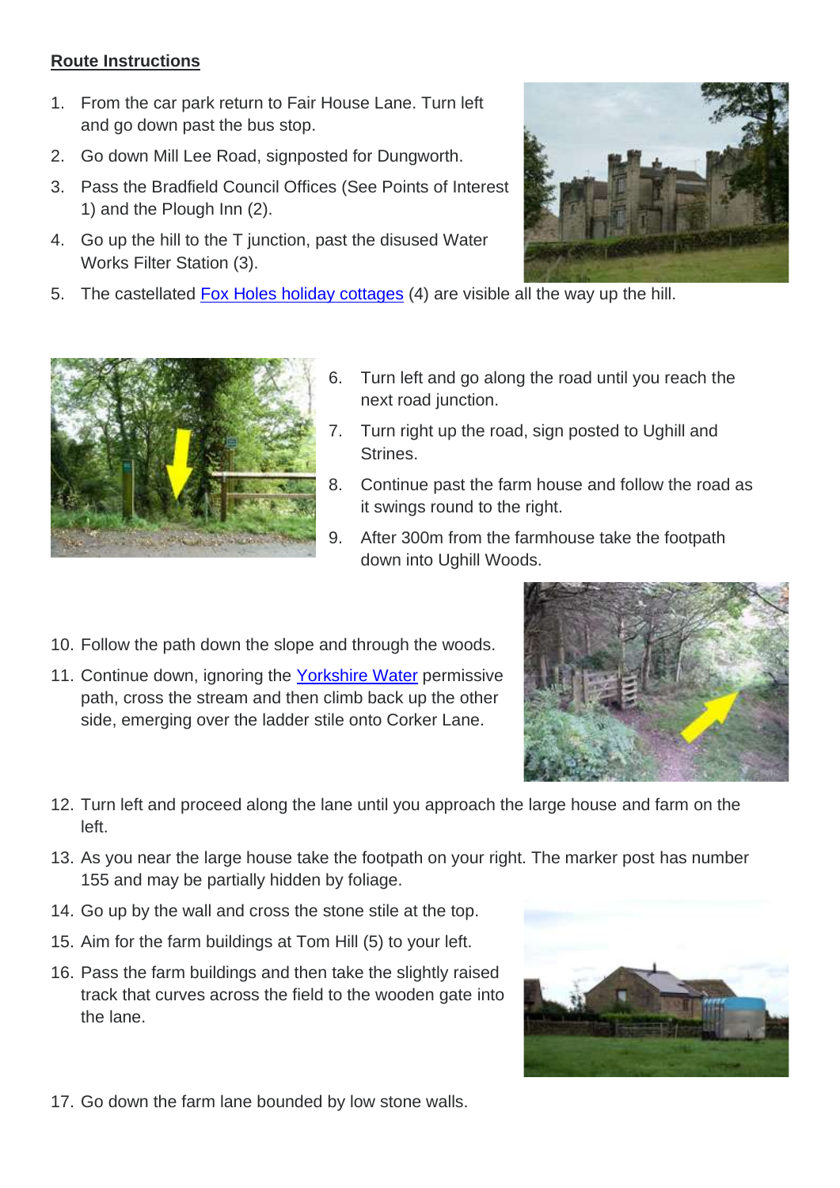**Route Instructions**

1. From the car park return to Fair House Lane. Turn left and go down past the bus stop.
2. Go down Mill Lee Road, signposted for Dungworth.
3. Pass the Bradfield Council Offices (See Points of Interest 1) and the Plough Inn (2).
4. Go up the hill to the T junction, past the disused Water Works Filter Station (3).
5. The castellated Fox Holes holiday cottages (4) are visible all the way up the hill.
6. Turn left and go along the road until you reach the next road junction.
7. Turn right up the road, sign posted to Ughill and Strines.
8. Continue past the farm house and follow the road as it swings round to the right.
9. After 300m from the farmhouse take the footpath down into Ughill Woods.
10. Follow the path down the slope and through the woods.
11. Continue down, ignoring the Yorkshire Water permissive path, cross the stream and then climb back up the other side, emerging over the ladder stile onto Corker Lane.
12. Turn left and proceed along the lane until you approach the large house and farm on the left.
13. As you near the large house take the footpath on your right. The marker post has number 155 and may be partially hidden by foliage.
14. Go up by the wall and cross the stone stile at the top.
15. Aim for the farm buildings at Tom Hill (5) to your left.
16. Pass the farm buildings and then take the slightly raised track that curves across the field to the wooden gate into the lane.
17. Go down the farm lane bounded by low stone walls.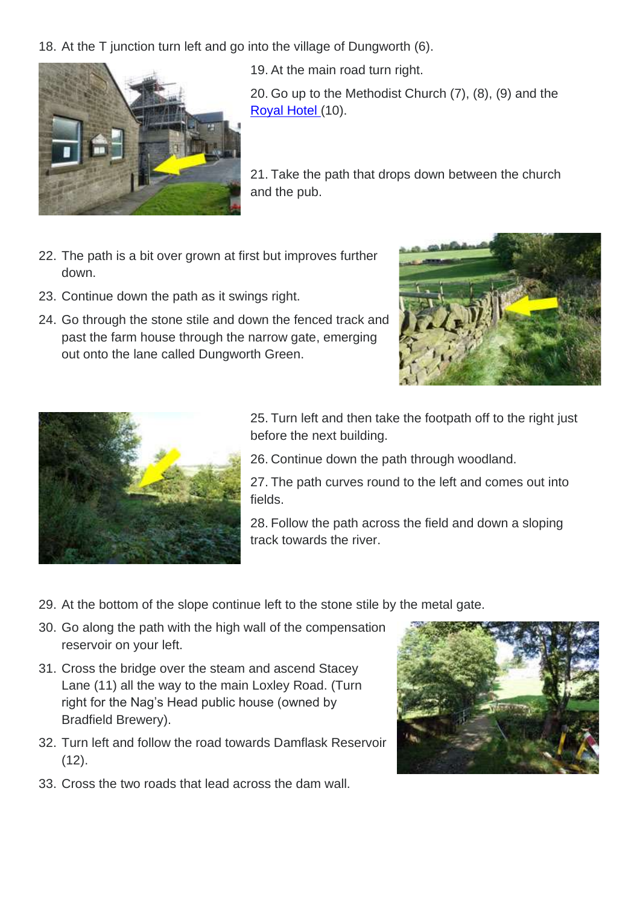18. At the T junction turn left and go into the village of Dungworth (6).
19. At the main road turn right.
20. Go up to the Methodist Church (7), (8), (9) and the Royal Hotel (10).
21. Take the path that drops down between the church and the pub.
22. The path is a bit over grown at first but improves further down.
23. Continue down the path as it swings right.
24. Go through the stone stile and down the fenced track and past the farm house through the narrow gate, emerging out onto the lane called Dungworth Green.
25. Turn left and then take the footpath off to the right just before the next building.
26. Continue down the path through woodland.
27. The path curves round to the left and comes out into fields.
28. Follow the path across the field and down a sloping track towards the river.
29. At the bottom of the slope continue left to the stone stile by the metal gate.
30. Go along the path with the high wall of the compensation reservoir on your left.
31. Cross the bridge over the steam and ascend Stacey Lane (11) all the way to the main Loxley Road. (Turn right for the Nag's Head public house (owned by Bradfield Brewery).
32. Turn left and follow the road towards Damflask Reservoir (12).
33. Cross the two roads that lead across the dam wall.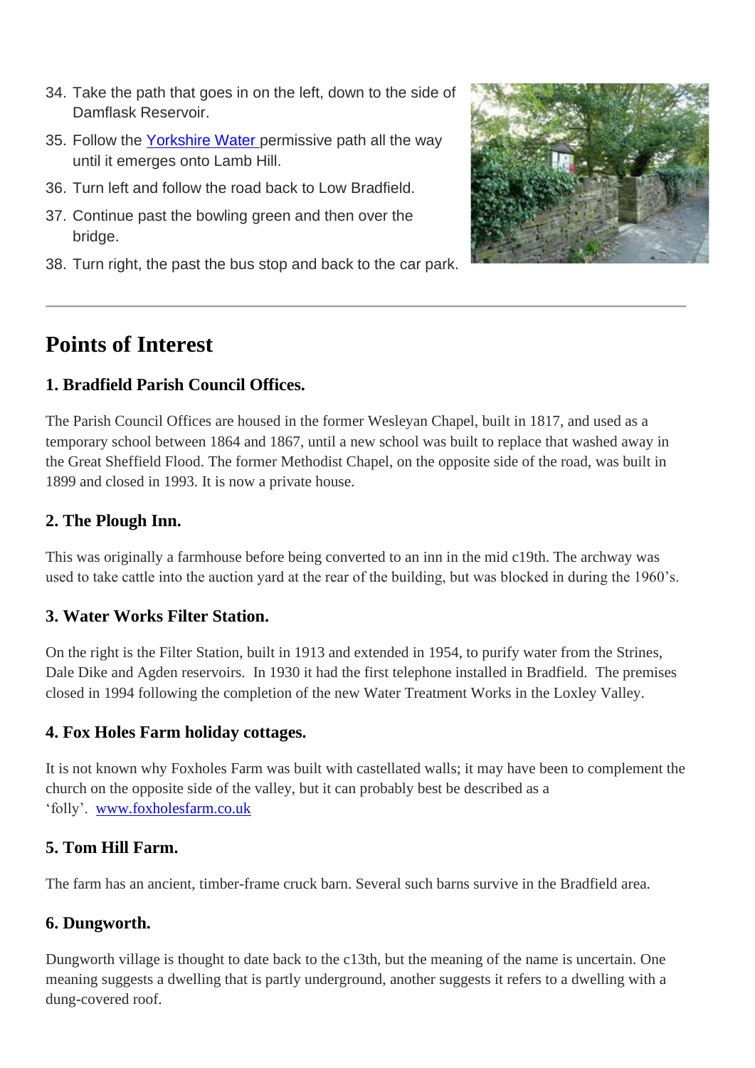34. Take the path that goes in on the left, down to the side of Damflask Reservoir.
35. Follow the Yorkshire Water permissive path all the way until it emerges onto Lamb Hill.
36. Turn left and follow the road back to Low Bradfield.
37. Continue past the bowling green and then over the bridge.
38. Turn right, the past the bus stop and back to the car park.

---

## Points of Interest

### 1. Bradfield Parish Council Offices.

The Parish Council Offices are housed in the former Wesleyan Chapel, built in 1817, and used as a temporary school between 1864 and 1867, until a new school was built to replace that washed away in the Great Sheffield Flood. The former Methodist Chapel, on the opposite side of the road, was built in 1899 and closed in 1993. It is now a private house.

### 2. The Plough Inn.

This was originally a farmhouse before being converted to an inn in the mid c19th. The archway was used to take cattle into the auction yard at the rear of the building, but was blocked in during the 1960's.

### 3. Water Works Filter Station.

On the right is the Filter Station, built in 1913 and extended in 1954, to purify water from the Strines, Dale Dike and Agden reservoirs. In 1930 it had the first telephone installed in Bradfield. The premises closed in 1994 following the completion of the new Water Treatment Works in the Loxley Valley.

### 4. Fox Holes Farm holiday cottages.

It is not known why Foxholes Farm was built with castellated walls; it may have been to complement the church on the opposite side of the valley, but it can probably best be described as a 'folly'. www.foxholesfarm.co.uk

### 5. Tom Hill Farm.

The farm has an ancient, timber-frame cruck barn. Several such barns survive in the Bradfield area.

### 6. Dungworth.

Dungworth village is thought to date back to the c13th, but the meaning of the name is uncertain. One meaning suggests a dwelling that is partly underground, another suggests it refers to a dwelling with a dung-covered roof.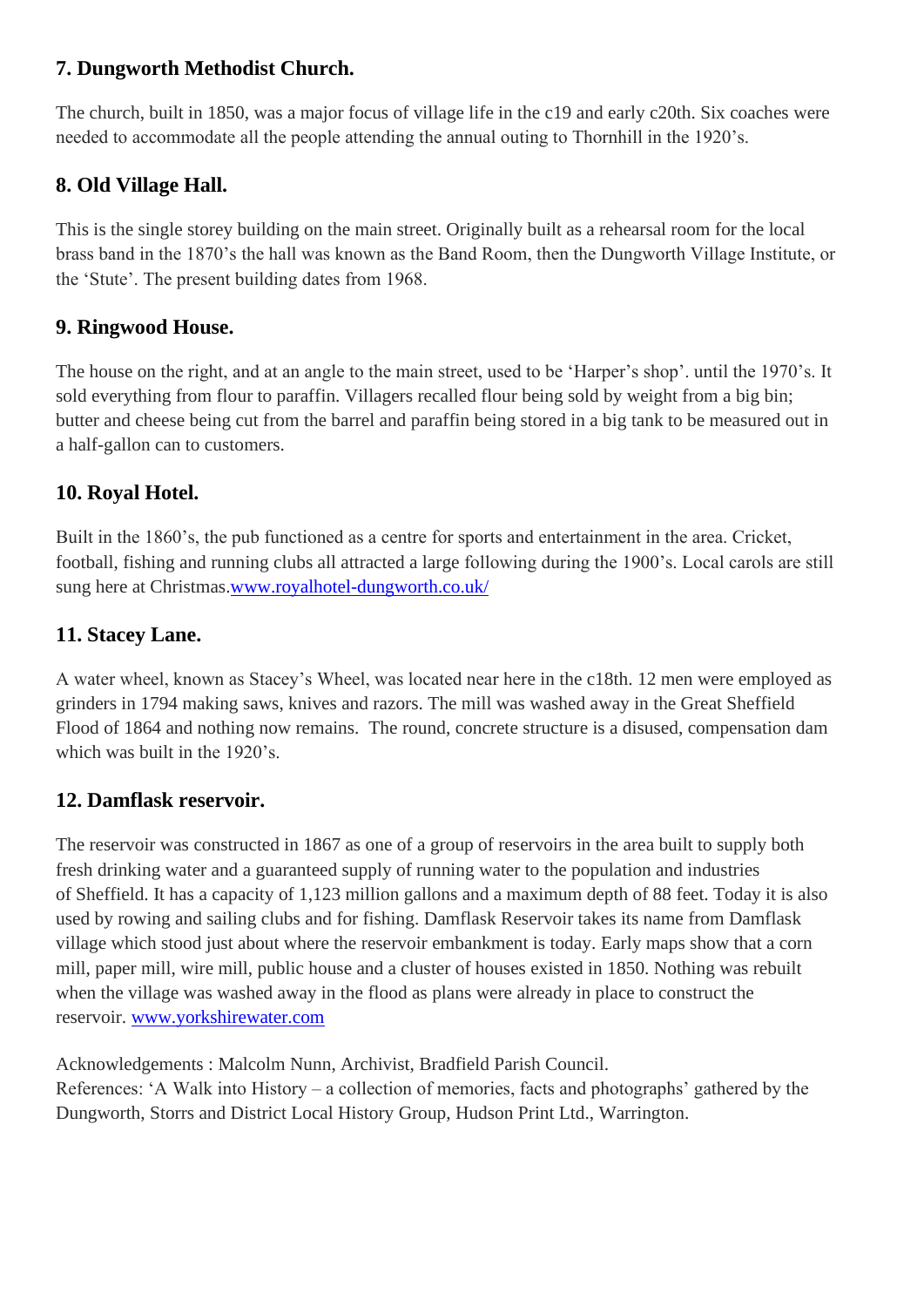### 7. Dungworth Methodist Church.

The church, built in 1850, was a major focus of village life in the c19 and early c20th. Six coaches were needed to accommodate all the people attending the annual outing to Thornhill in the 1920's.

### 8. Old Village Hall.

This is the single storey building on the main street. Originally built as a rehearsal room for the local brass band in the 1870's the hall was known as the Band Room, then the Dungworth Village Institute, or the 'Stute'. The present building dates from 1968.

### 9. Ringwood House.

The house on the right, and at an angle to the main street, used to be 'Harper's shop'. until the 1970's. It sold everything from flour to paraffin. Villagers recalled flour being sold by weight from a big bin; butter and cheese being cut from the barrel and paraffin being stored in a big tank to be measured out in a half-gallon can to customers.

### 10. Royal Hotel.

Built in the 1860's, the pub functioned as a centre for sports and entertainment in the area. Cricket, football, fishing and running clubs all attracted a large following during the 1900's. Local carols are still sung here at Christmas.[www.royalhotel-dungworth.co.uk/](http://www.royalhotel-dungworth.co.uk/)

### 11. Stacey Lane.

A water wheel, known as Stacey's Wheel, was located near here in the c18th. 12 men were employed as grinders in 1794 making saws, knives and razors. The mill was washed away in the Great Sheffield Flood of 1864 and nothing now remains. The round, concrete structure is a disused, compensation dam which was built in the 1920's.

### 12. Damflask reservoir.

The reservoir was constructed in 1867 as one of a group of reservoirs in the area built to supply both fresh drinking water and a guaranteed supply of running water to the population and industries of Sheffield. It has a capacity of 1,123 million gallons and a maximum depth of 88 feet. Today it is also used by rowing and sailing clubs and for fishing. Damflask Reservoir takes its name from Damflask village which stood just about where the reservoir embankment is today. Early maps show that a corn mill, paper mill, wire mill, public house and a cluster of houses existed in 1850. Nothing was rebuilt when the village was washed away in the flood as plans were already in place to construct the reservoir. [www.yorkshirewater.com](http://www.yorkshirewater.com)

Acknowledgements : Malcolm Nunn, Archivist, Bradfield Parish Council.
References: 'A Walk into History – a collection of memories, facts and photographs' gathered by the Dungworth, Storrs and District Local History Group, Hudson Print Ltd., Warrington.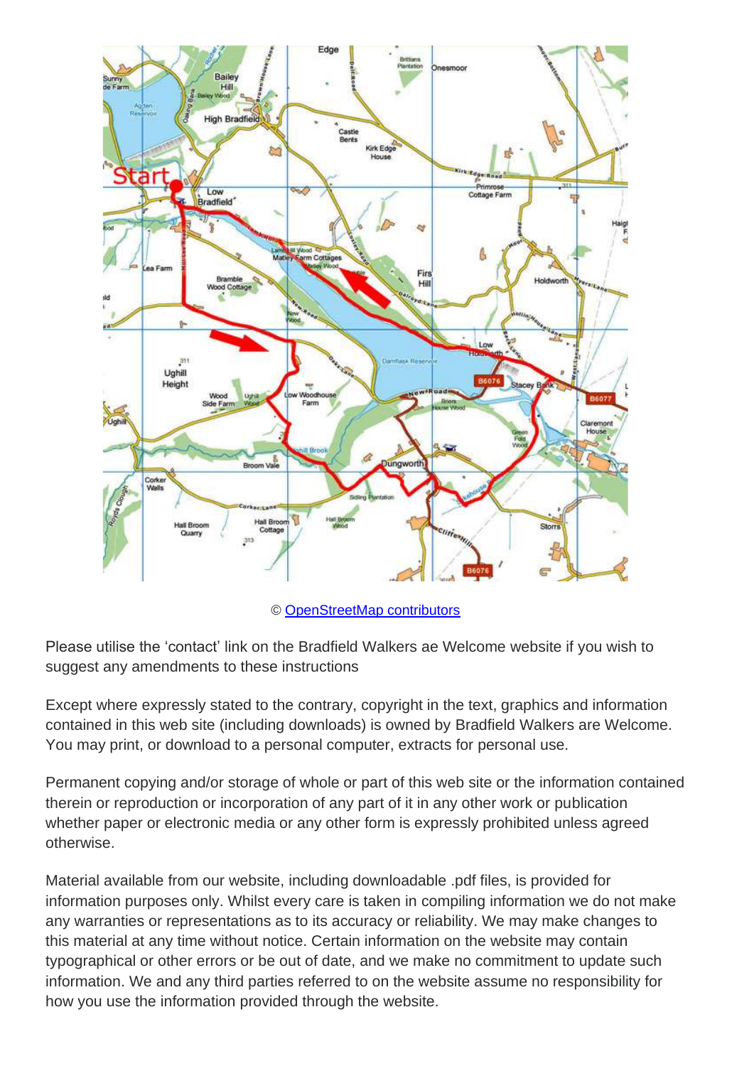© [OpenStreetMap contributors](https://www.openstreetmap.org/copyright)

Please utilise the 'contact' link on the Bradfield Walkers ae Welcome website if you wish to suggest any amendments to these instructions

Except where expressly stated to the contrary, copyright in the text, graphics and information contained in this web site (including downloads) is owned by Bradfield Walkers are Welcome. You may print, or download to a personal computer, extracts for personal use.

Permanent copying and/or storage of whole or part of this web site or the information contained therein or reproduction or incorporation of any part of it in any other work or publication whether paper or electronic media or any other form is expressly prohibited unless agreed otherwise.

Material available from our website, including downloadable .pdf files, is provided for information purposes only. Whilst every care is taken in compiling information we do not make any warranties or representations as to its accuracy or reliability. We may make changes to this material at any time without notice. Certain information on the website may contain typographical or other errors or be out of date, and we make no commitment to update such information. We and any third parties referred to on the website assume no responsibility for how you use the information provided through the website.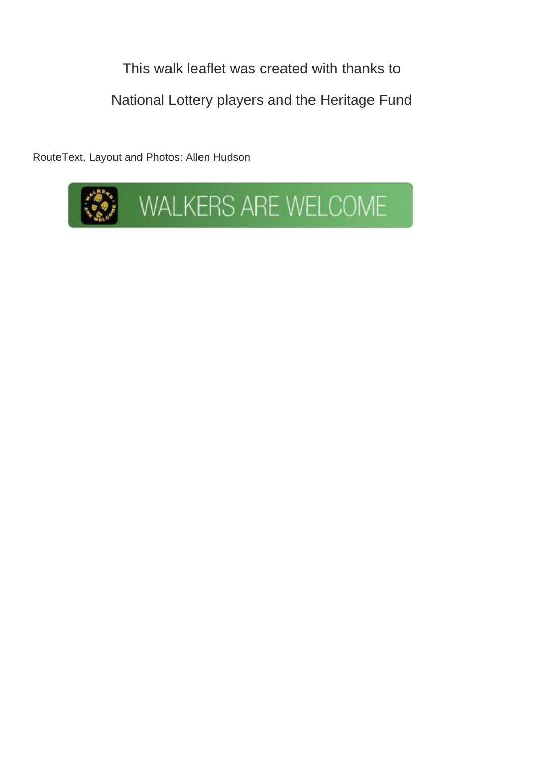This walk leaflet was created with thanks to

National Lottery players and the Heritage Fund

RouteText, Layout and Photos: Allen Hudson

WALKERS ARE WELCOME